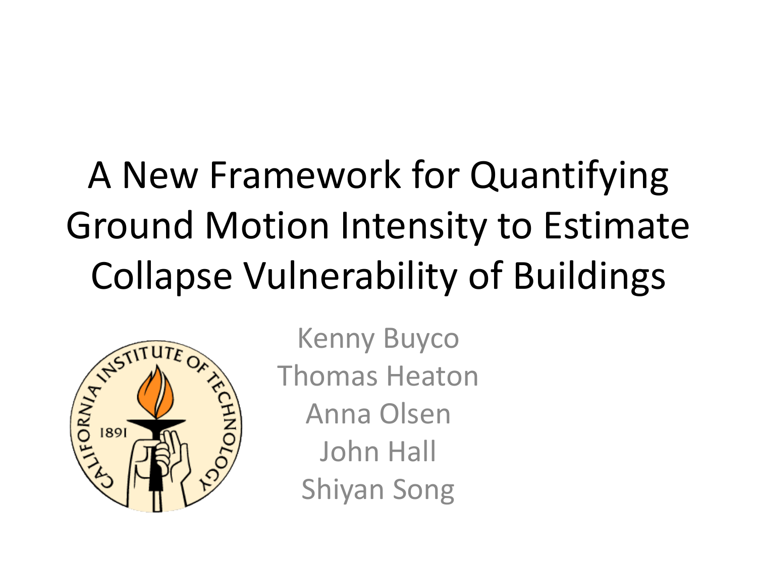# A New Framework for Quantifying Ground Motion Intensity to Estimate Collapse Vulnerability of Buildings

Kenny Buyco
Thomas Heaton
Anna Olsen
John Hall
Shiyan Song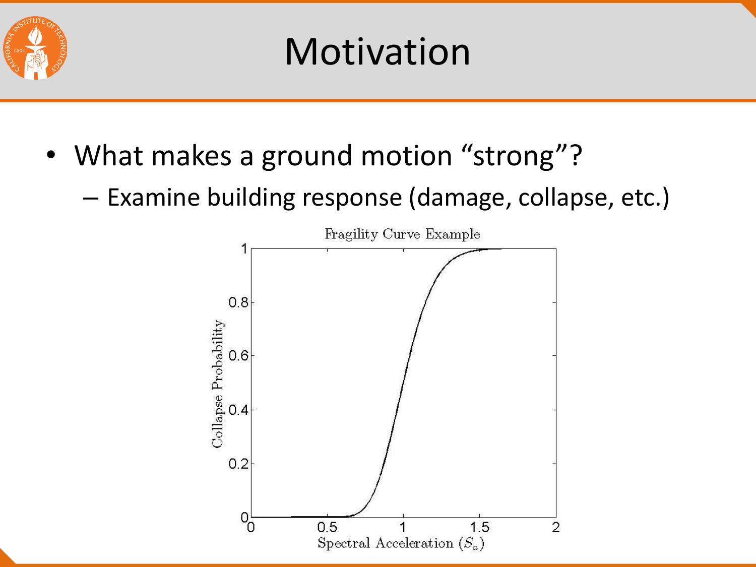# Motivation

- What makes a ground motion "strong"?
  - Examine building response (damage, collapse, etc.)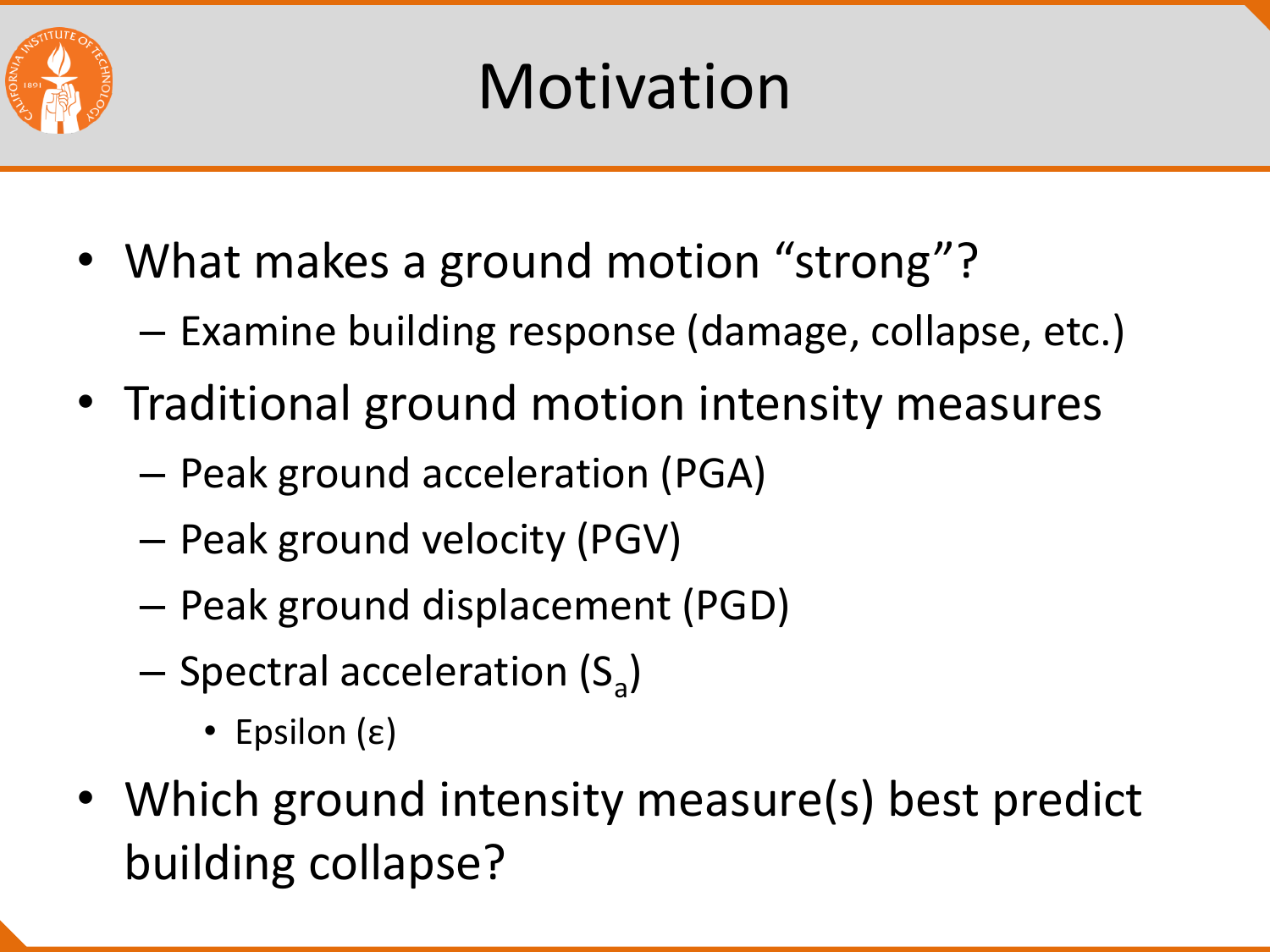# Motivation

- What makes a ground motion "strong"?
  - Examine building response (damage, collapse, etc.)
- Traditional ground motion intensity measures
  - Peak ground acceleration (PGA)
  - Peak ground velocity (PGV)
  - Peak ground displacement (PGD)
  - Spectral acceleration ($S_a$)
    - Epsilon ($\varepsilon$)
- Which ground intensity measure(s) best predict building collapse?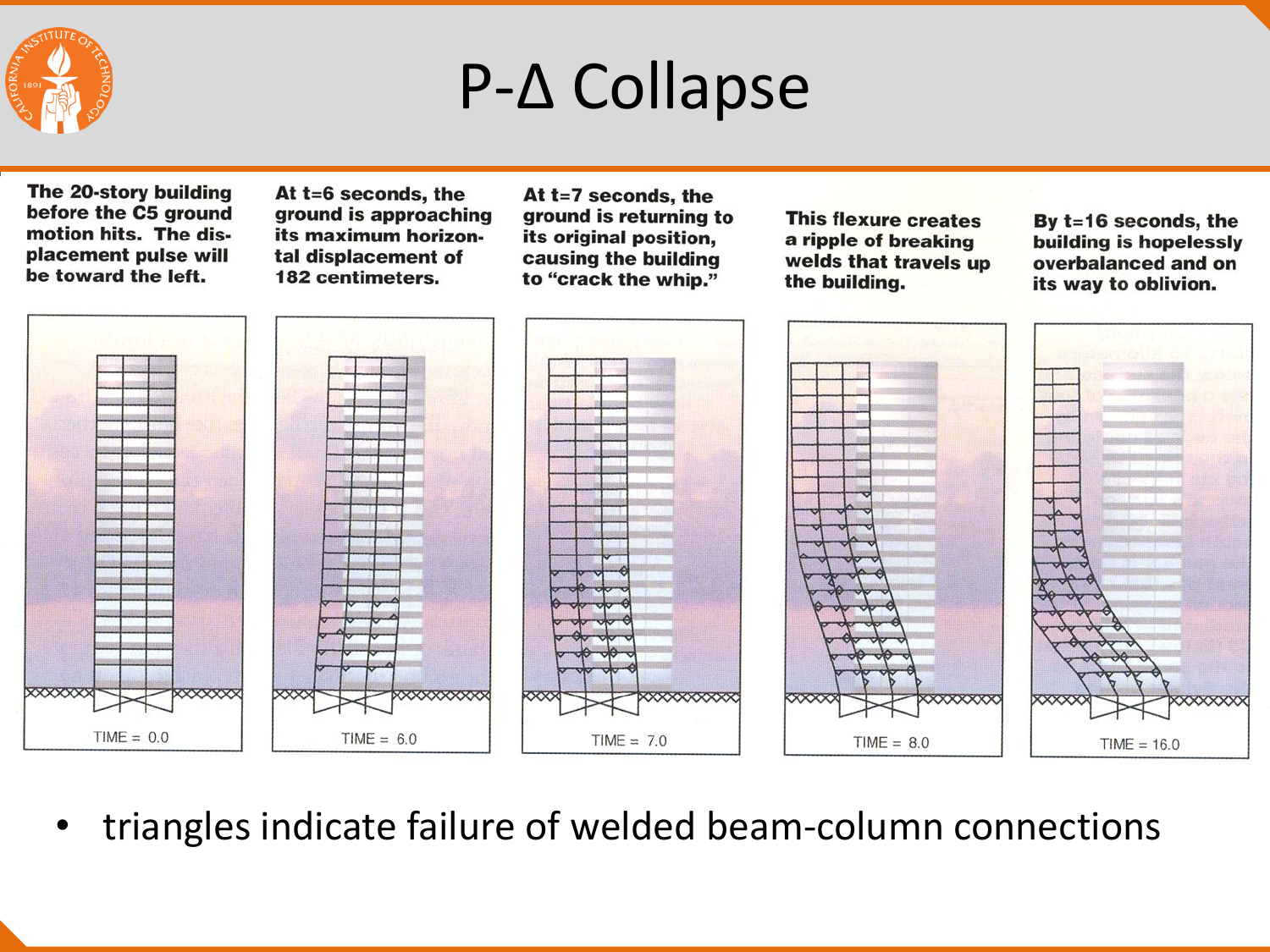# P-Δ Collapse

The 20-story building before the C5 ground motion hits. The displacement pulse will be toward the left.

At t=6 seconds, the ground is approaching its maximum horizontal displacement of 182 centimeters.

At t=7 seconds, the ground is returning to its original position, causing the building to "crack the whip."

This flexure creates a ripple of breaking welds that travels up the building.

By t=16 seconds, the building is hopelessly overbalanced and on its way to oblivion.

TIME = 0.0 | TIME = 6.0 | TIME = 7.0 | TIME = 8.0 | TIME = 16.0

- triangles indicate failure of welded beam-column connections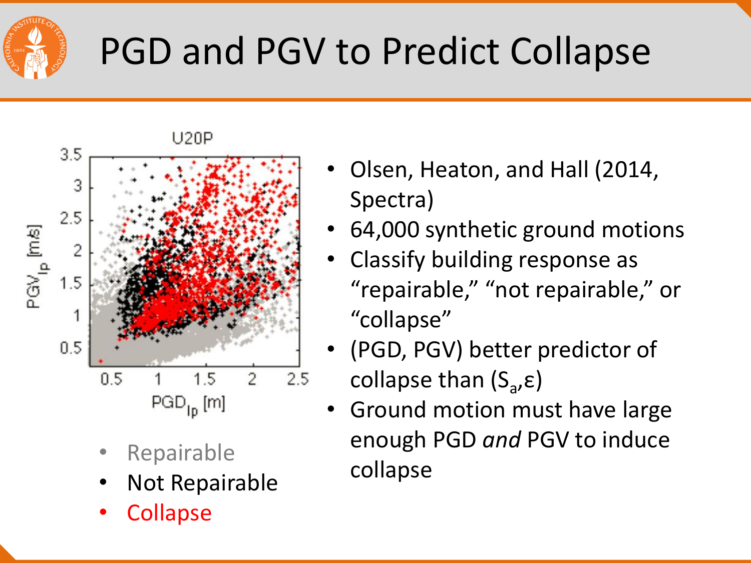# PGD and PGV to Predict Collapse

- Repairable
- Not Repairable
- Collapse

- Olsen, Heaton, and Hall (2014, Spectra)
- 64,000 synthetic ground motions
- Classify building response as "repairable," "not repairable," or "collapse"
- (PGD, PGV) better predictor of collapse than ($S_a$,ε)
- Ground motion must have large enough PGD *and* PGV to induce collapse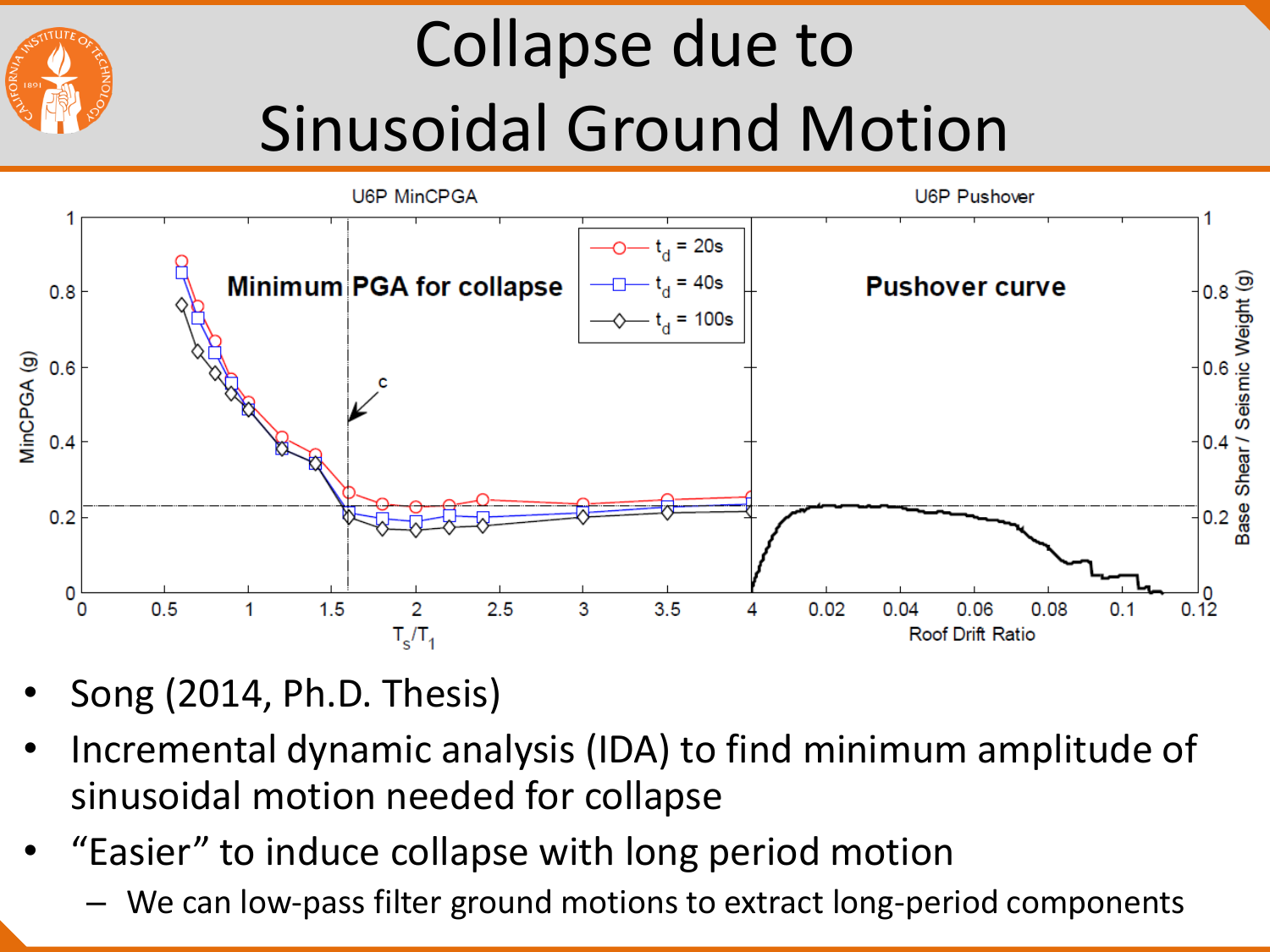# Collapse due to Sinusoidal Ground Motion

- Song (2014, Ph.D. Thesis)
- Incremental dynamic analysis (IDA) to find minimum amplitude of sinusoidal motion needed for collapse
- "Easier" to induce collapse with long period motion
  - We can low-pass filter ground motions to extract long-period components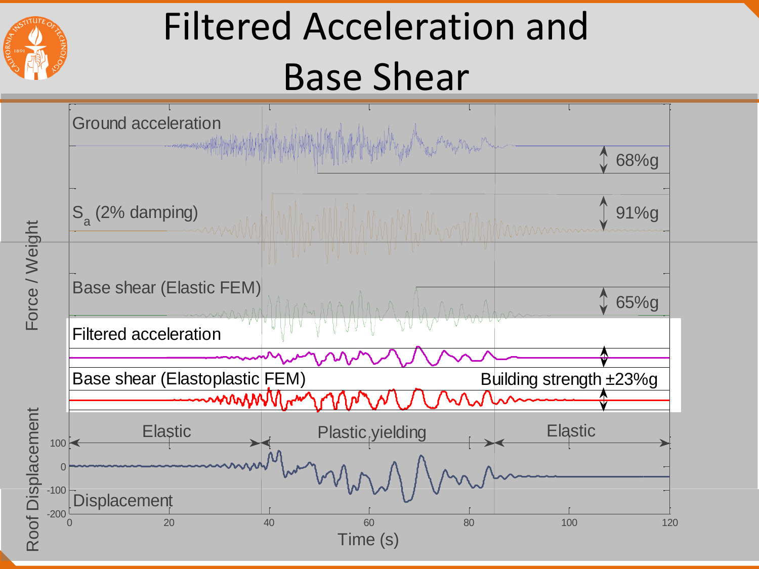# Filtered Acceleration and Base Shear

Ground acceleration — 68%g

$S_a$ (2% damping) — 91%g

Base shear (Elastic FEM) — 65%g

Filtered acceleration

Base shear (Elastoplastic FEM) — Building strength ±23%g

Elastic | Plastic yielding | Elastic

Displacement

Force / Weight

Roof Displacement

Time (s)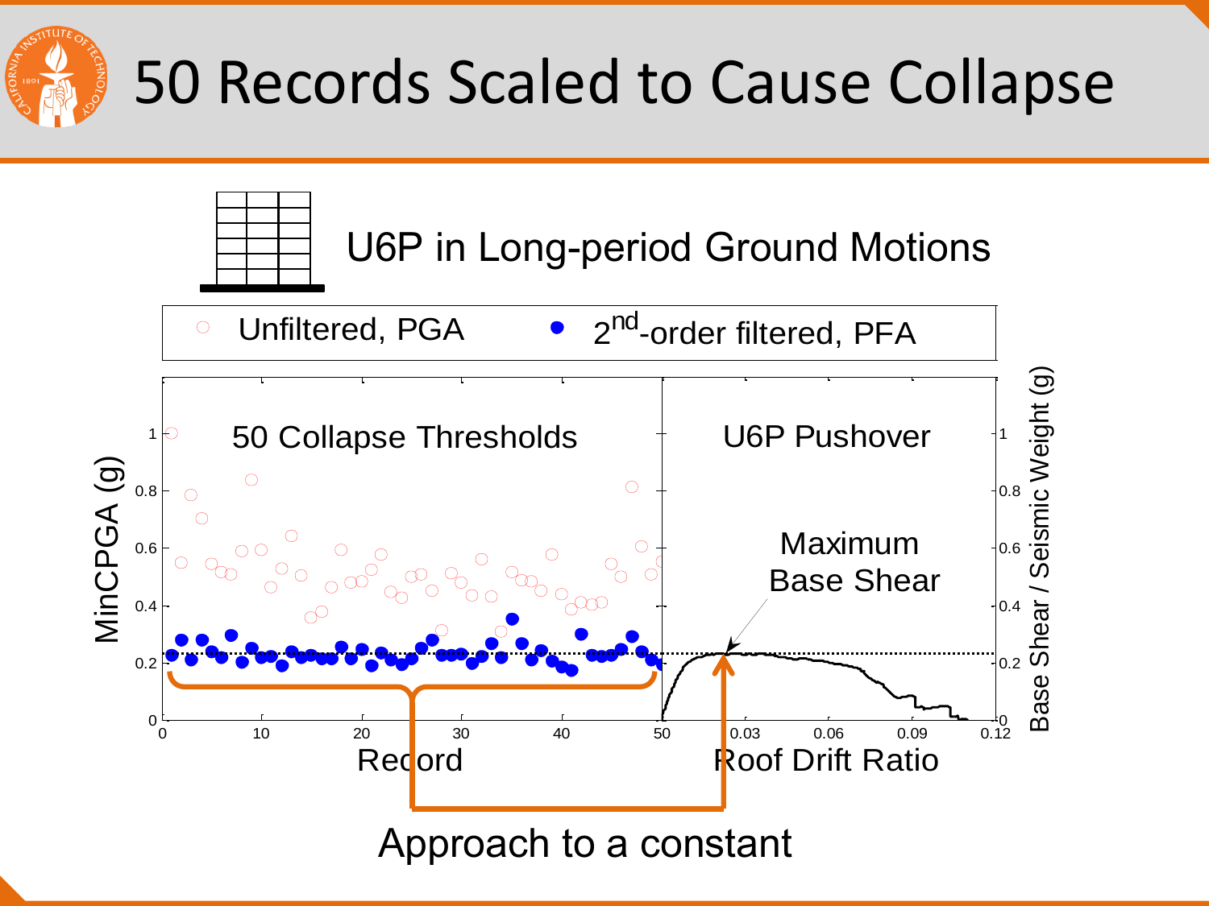# 50 Records Scaled to Cause Collapse

U6P in Long-period Ground Motions

Unfiltered, PGA   $2^{nd}$-order filtered, PFA

50 Collapse Thresholds

U6P Pushover

Maximum Base Shear

MinCPGA (g)

Record

Roof Drift Ratio

Base Shear / Seismic Weight (g)

Approach to a constant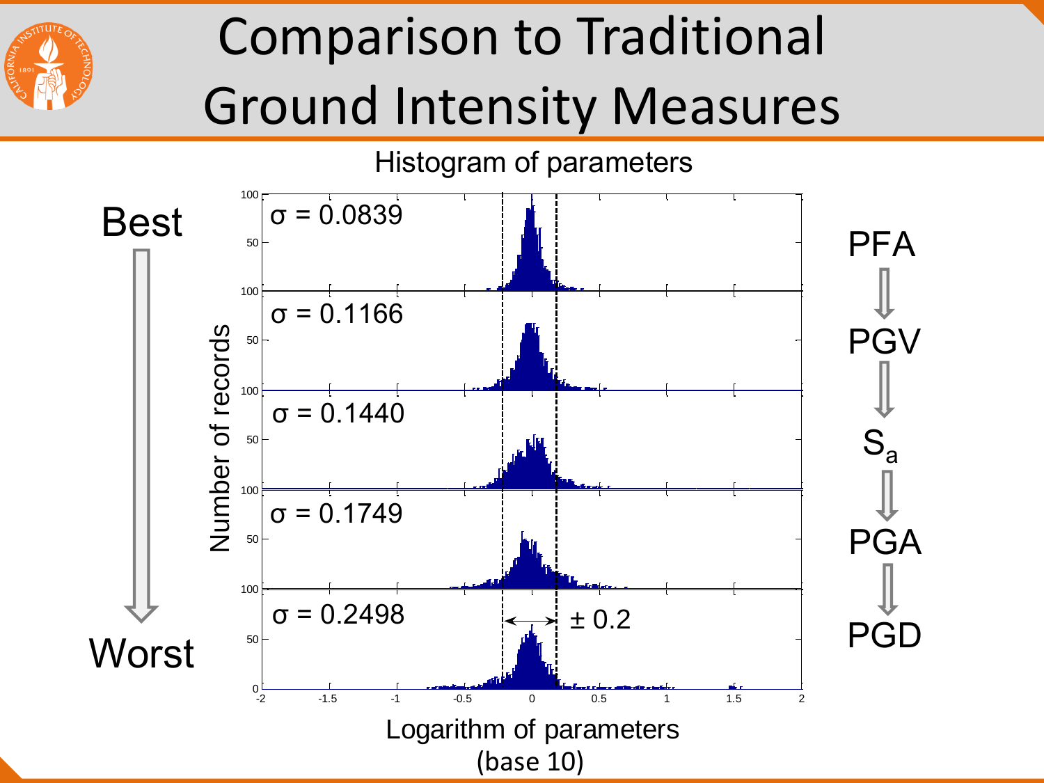# Comparison to Traditional Ground Intensity Measures

Histogram of parameters

Best → Worst

| Parameter | $\sigma$ |
|---|---|
| PFA | $\sigma = 0.0839$ |
| PGV | $\sigma = 0.1166$ |
| $S_a$ | $\sigma = 0.1440$ |
| PGA | $\sigma = 0.1749$ |
| PGD | $\sigma = 0.2498$ |

$\pm 0.2$

Number of records

Logarithm of parameters (base 10)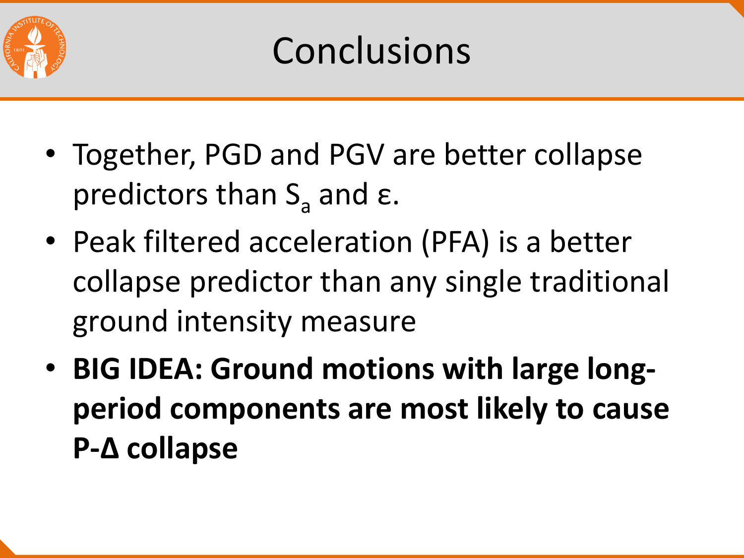# Conclusions

- Together, PGD and PGV are better collapse predictors than $S_a$ and $\varepsilon$.
- Peak filtered acceleration (PFA) is a better collapse predictor than any single traditional ground intensity measure
- **BIG IDEA: Ground motions with large long-period components are most likely to cause P-Δ collapse**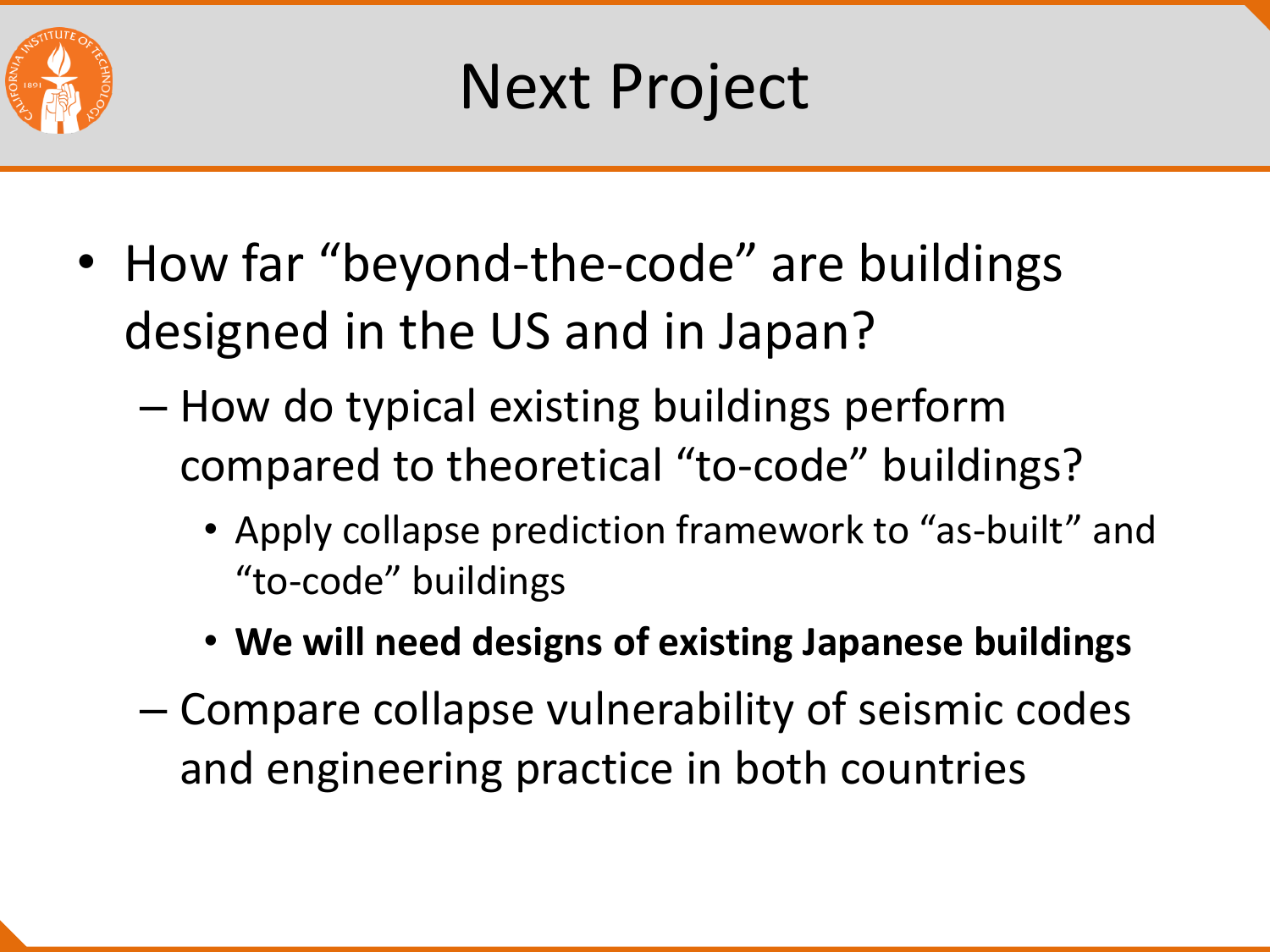# Next Project

- How far “beyond-the-code” are buildings designed in the US and in Japan?
  - How do typical existing buildings perform compared to theoretical “to-code” buildings?
    - Apply collapse prediction framework to “as-built” and “to-code” buildings
    - **We will need designs of existing Japanese buildings**
  - Compare collapse vulnerability of seismic codes and engineering practice in both countries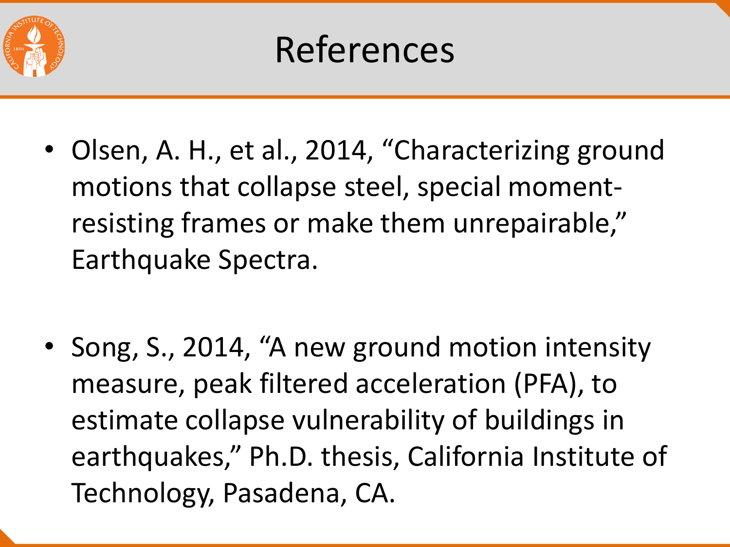# References

- Olsen, A. H., et al., 2014, "Characterizing ground motions that collapse steel, special moment-resisting frames or make them unrepairable," Earthquake Spectra.

- Song, S., 2014, "A new ground motion intensity measure, peak filtered acceleration (PFA), to estimate collapse vulnerability of buildings in earthquakes," Ph.D. thesis, California Institute of Technology, Pasadena, CA.